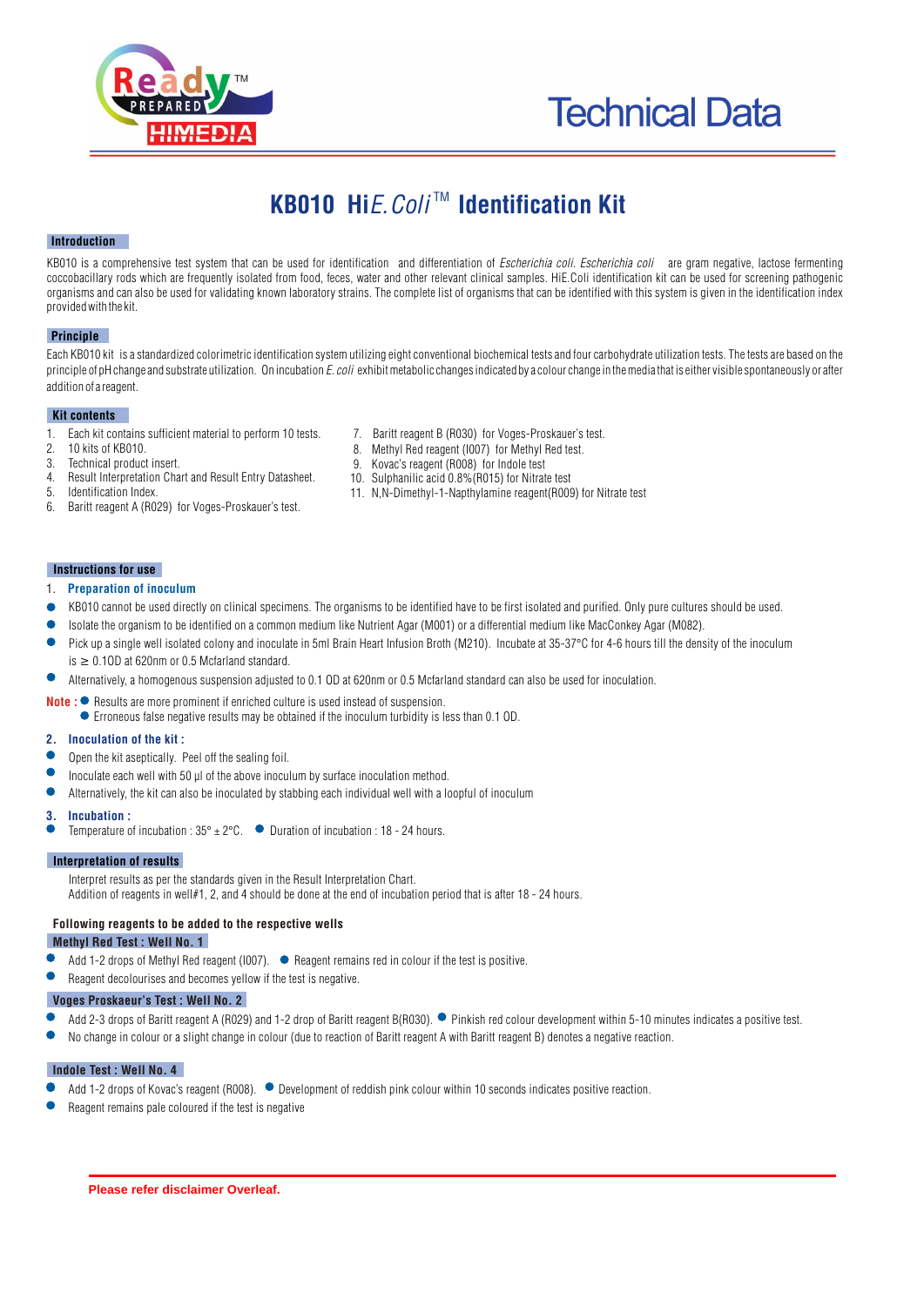Technical Data

# KB010 Hi*E. Coli*™ Identification Kit

## Introduction

KB010 is a comprehensive test system that can be used for identification and differentiation of *Escherichia coli*. *Escherichia coli* are gram negative, lactose fermenting coccobacillary rods which are frequently isolated from food, feces, water and other relevant clinical samples. HiE.Coli identification kit can be used for screening pathogenic organisms and can also be used for validating known laboratory strains. The complete list of organisms that can be identified with this system is given in the identification index provided with the kit.

## Principle

Each KB010 kit is a standardized colorimetric identification system utilizing eight conventional biochemical tests and four carbohydrate utilization tests. The tests are based on the principle of pH change and substrate utilization. On incubation *E. coli* exhibit metabolic changes indicated by a colour change in the media that is either visible spontaneously or after addition of a reagent.

## Kit contents

1. Each kit contains sufficient material to perform 10 tests.
2. 10 kits of KB010.
3. Technical product insert.
4. Result Interpretation Chart and Result Entry Datasheet.
5. Identification Index.
6. Baritt reagent A (R029) for Voges-Proskauer's test.
7. Baritt reagent B (R030) for Voges-Proskauer's test.
8. Methyl Red reagent (I007) for Methyl Red test.
9. Kovac's reagent (R008) for Indole test
10. Sulphanilic acid 0.8% (R015) for Nitrate test
11. N,N-Dimethyl-1-Napthylamine reagent(R009) for Nitrate test

## Instructions for use

### 1. Preparation of inoculum

- KB010 cannot be used directly on clinical specimens. The organisms to be identified have to be first isolated and purified. Only pure cultures should be used.
- Isolate the organism to be identified on a common medium like Nutrient Agar (M001) or a differential medium like MacConkey Agar (M082).
- Pick up a single well isolated colony and inoculate in 5ml Brain Heart Infusion Broth (M210). Incubate at 35-37°C for 4-6 hours till the density of the inoculum is ≥ 0.1OD at 620nm or 0.5 Mcfarland standard.
- Alternatively, a homogenous suspension adjusted to 0.1 OD at 620nm or 0.5 Mcfarland standard can also be used for inoculation.

**Note :**
- Results are more prominent if enriched culture is used instead of suspension.
- Erroneous false negative results may be obtained if the inoculum turbidity is less than 0.1 OD.

### 2. Inoculation of the kit :

- Open the kit aseptically. Peel off the sealing foil.
- Inoculate each well with 50 µl of the above inoculum by surface inoculation method.
- Alternatively, the kit can also be inoculated by stabbing each individual well with a loopful of inoculum

### 3. Incubation :

- Temperature of incubation : 35° ± 2°C.
- Duration of incubation : 18 - 24 hours.

## Interpretation of results

Interpret results as per the standards given in the Result Interpretation Chart.
Addition of reagents in well#1, 2, and 4 should be done at the end of incubation period that is after 18 - 24 hours.

**Following reagents to be added to the respective wells**

### Methyl Red Test : Well No. 1

- Add 1-2 drops of Methyl Red reagent (I007).
- Reagent remains red in colour if the test is positive.
- Reagent decolourises and becomes yellow if the test is negative.

### Voges Proskaeur's Test : Well No. 2

- Add 2-3 drops of Baritt reagent A (R029) and 1-2 drop of Baritt reagent B(R030).
- Pinkish red colour development within 5-10 minutes indicates a positive test.
- No change in colour or a slight change in colour (due to reaction of Baritt reagent A with Baritt reagent B) denotes a negative reaction.

### Indole Test : Well No. 4

- Add 1-2 drops of Kovac's reagent (R008).
- Development of reddish pink colour within 10 seconds indicates positive reaction.
- Reagent remains pale coloured if the test is negative

Please refer disclaimer Overleaf.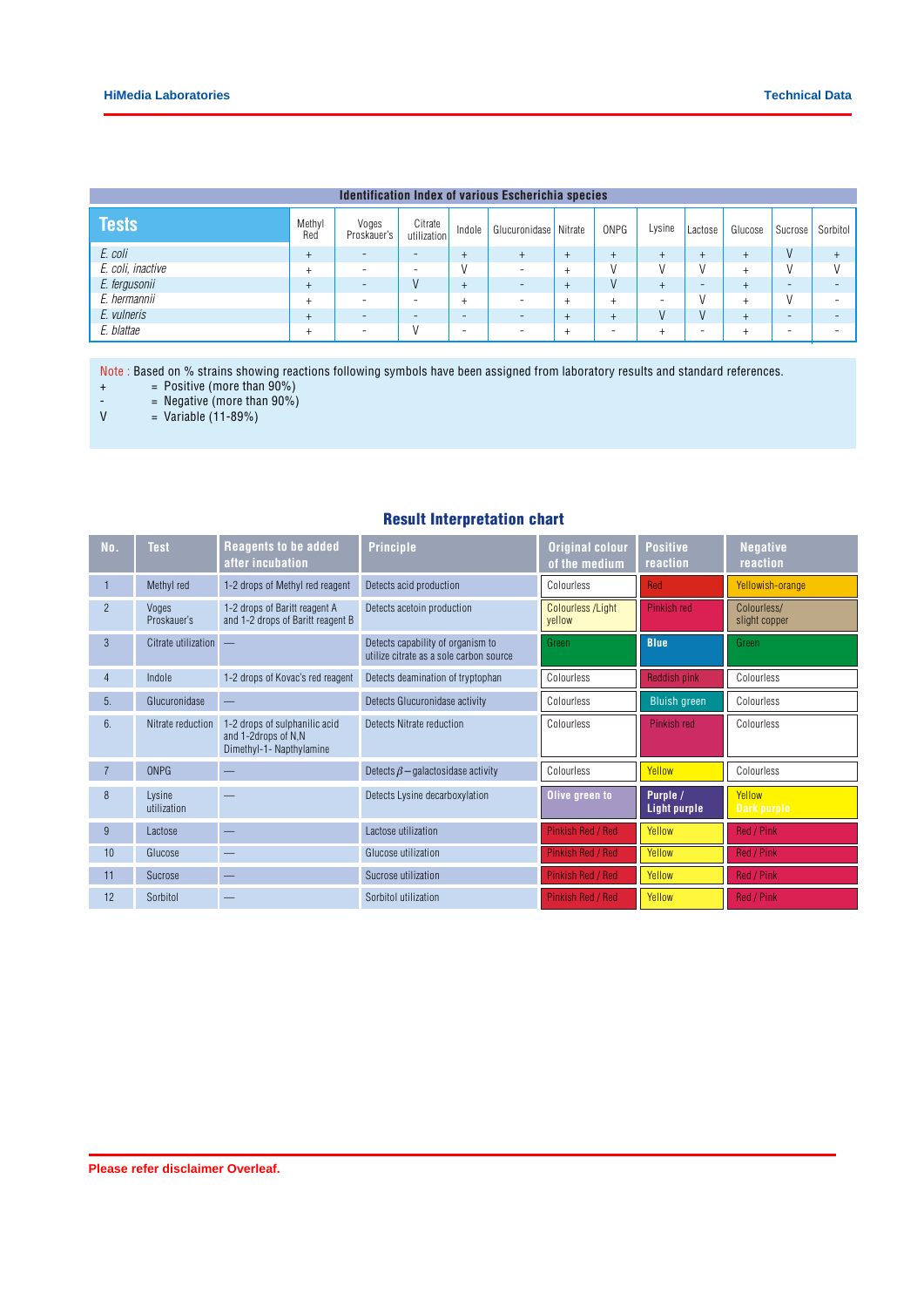## Identification Index of various Escherichia species

| Tests | Methyl Red | Voges Proskauer's | Citrate utilization | Indole | Glucuronidase | Nitrate | ONPG | Lysine | Lactose | Glucose | Sucrose | Sorbitol |
|---|---|---|---|---|---|---|---|---|---|---|---|---|
| *E. coli* | + | - | - | + | + | + | + | + | + | + | V | + |
| *E. coli, inactive* | + | - | - | V | - | + | V | V | V | + | V | V |
| *E. fergusonii* | + | - | V | + | - | + | V | + | - | + | - | - |
| *E. hermannii* | + | - | - | + | - | + | + | - | V | + | V | - |
| *E. vulneris* | + | - | - | - | - | + | + | V | V | + | - | - |
| *E. blattae* | + | - | V | - | - | + | - | + | - | + | - | - |

Note : Based on % strains showing reactions following symbols have been assigned from laboratory results and standard references.

\+ = Positive (more than 90%)

\- = Negative (more than 90%)

V = Variable (11-89%)

## Result Interpretation chart

| No. | Test | Reagents to be added after incubation | Principle | Original colour of the medium | Positive reaction | Negative reaction |
|---|---|---|---|---|---|---|
| 1 | Methyl red | 1-2 drops of Methyl red reagent | Detects acid production | Colourless | Red | Yellowish-orange |
| 2 | Voges Proskauer's | 1-2 drops of Baritt reagent A and 1-2 drops of Baritt reagent B | Detects acetoin production | Colourless /Light yellow | Pinkish red | Colourless/ slight copper |
| 3 | Citrate utilization | — | Detects capability of organism to utilize citrate as a sole carbon source | Green | Blue | Green |
| 4 | Indole | 1-2 drops of Kovac's red reagent | Detects deamination of tryptophan | Colourless | Reddish pink | Colourless |
| 5. | Glucuronidase | — | Detects Glucuronidase activity | Colourless | Bluish green | Colourless |
| 6. | Nitrate reduction | 1-2 drops of sulphanilic acid and 1-2drops of N,N Dimethyl-1- Napthylamine | Detects Nitrate reduction | Colourless | Pinkish red | Colourless |
| 7 | ONPG | — | Detects $\beta$ – galactosidase activity | Colourless | Yellow | Colourless |
| 8 | Lysine utilization | — | Detects Lysine decarboxylation | Olive green to | Purple / Light purple | Yellow Dark purple |
| 9 | Lactose | — | Lactose utilization | Pinkish Red / Red | Yellow | Red / Pink |
| 10 | Glucose | — | Glucose utilization | Pinkish Red / Red | Yellow | Red / Pink |
| 11 | Sucrose | — | Sucrose utilization | Pinkish Red / Red | Yellow | Red / Pink |
| 12 | Sorbitol | — | Sorbitol utilization | Pinkish Red / Red | Yellow | Red / Pink |

**Please refer disclaimer Overleaf.**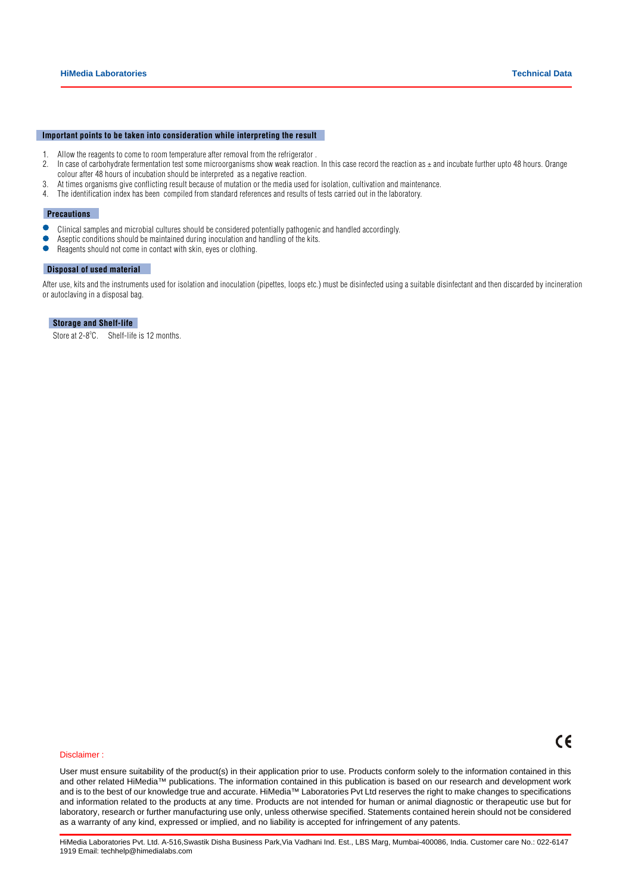## Important points to be taken into consideration while interpreting the result

1. Allow the reagents to come to room temperature after removal from the refrigerator .
2. In case of carbohydrate fermentation test some microorganisms show weak reaction. In this case record the reaction as ± and incubate further upto 48 hours. Orange colour after 48 hours of incubation should be interpreted as a negative reaction.
3. At times organisms give conflicting result because of mutation or the media used for isolation, cultivation and maintenance.
4. The identification index has been compiled from standard references and results of tests carried out in the laboratory.

## Precautions

- Clinical samples and microbial cultures should be considered potentially pathogenic and handled accordingly.
- Aseptic conditions should be maintained during inoculation and handling of the kits.
- Reagents should not come in contact with skin, eyes or clothing.

## Disposal of used material

After use, kits and the instruments used for isolation and inoculation (pipettes, loops etc.) must be disinfected using a suitable disinfectant and then discarded by incineration or autoclaving in a disposal bag.

## Storage and Shelf-life

Store at 2-8°C. Shelf-life is 12 months.

CE

Disclaimer :

User must ensure suitability of the product(s) in their application prior to use. Products conform solely to the information contained in this and other related HiMedia™ publications. The information contained in this publication is based on our research and development work and is to the best of our knowledge true and accurate. HiMedia™ Laboratories Pvt Ltd reserves the right to make changes to specifications and information related to the products at any time. Products are not intended for human or animal diagnostic or therapeutic use but for laboratory, research or further manufacturing use only, unless otherwise specified. Statements contained herein should not be considered as a warranty of any kind, expressed or implied, and no liability is accepted for infringement of any patents.

HiMedia Laboratories Pvt. Ltd. A-516,Swastik Disha Business Park,Via Vadhani Ind. Est., LBS Marg, Mumbai-400086, India. Customer care No.: 022-6147 1919 Email: techhelp@himedialabs.com